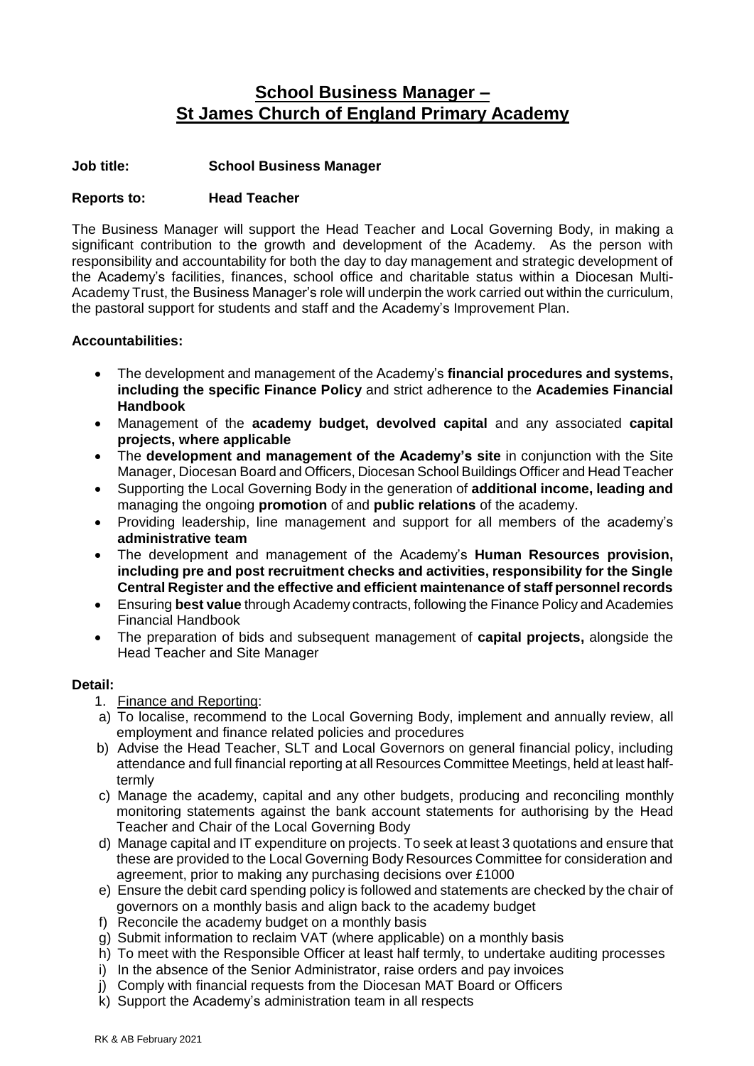# **School Business Manager – St James Church of England Primary Academy**

**Job title:** **School Business Manager**

**Reports to:** **Head Teacher**

The Business Manager will support the Head Teacher and Local Governing Body, in making a significant contribution to the growth and development of the Academy. As the person with responsibility and accountability for both the day to day management and strategic development of the Academy's facilities, finances, school office and charitable status within a Diocesan Multi-Academy Trust, the Business Manager's role will underpin the work carried out within the curriculum, the pastoral support for students and staff and the Academy's Improvement Plan.

**Accountabilities:**

- The development and management of the Academy's **financial procedures and systems, including the specific Finance Policy** and strict adherence to the **Academies Financial Handbook**
- Management of the **academy budget, devolved capital** and any associated **capital projects, where applicable**
- The **development and management of the Academy's site** in conjunction with the Site Manager, Diocesan Board and Officers, Diocesan School Buildings Officer and Head Teacher
- Supporting the Local Governing Body in the generation of **additional income, leading and** managing the ongoing **promotion** of and **public relations** of the academy.
- Providing leadership, line management and support for all members of the academy's **administrative team**
- The development and management of the Academy's **Human Resources provision, including pre and post recruitment checks and activities, responsibility for the Single Central Register and the effective and efficient maintenance of staff personnel records**
- Ensuring **best value** through Academy contracts, following the Finance Policy and Academies Financial Handbook
- The preparation of bids and subsequent management of **capital projects,** alongside the Head Teacher and Site Manager

**Detail:**

1. Finance and Reporting:

a) To localise, recommend to the Local Governing Body, implement and annually review, all employment and finance related policies and procedures

b) Advise the Head Teacher, SLT and Local Governors on general financial policy, including attendance and full financial reporting at all Resources Committee Meetings, held at least half-termly

c) Manage the academy, capital and any other budgets, producing and reconciling monthly monitoring statements against the bank account statements for authorising by the Head Teacher and Chair of the Local Governing Body

d) Manage capital and IT expenditure on projects. To seek at least 3 quotations and ensure that these are provided to the Local Governing Body Resources Committee for consideration and agreement, prior to making any purchasing decisions over £1000

e) Ensure the debit card spending policy is followed and statements are checked by the chair of governors on a monthly basis and align back to the academy budget

f) Reconcile the academy budget on a monthly basis

g) Submit information to reclaim VAT (where applicable) on a monthly basis

h) To meet with the Responsible Officer at least half termly, to undertake auditing processes

i) In the absence of the Senior Administrator, raise orders and pay invoices

j) Comply with financial requests from the Diocesan MAT Board or Officers

k) Support the Academy's administration team in all respects

RK & AB February 2021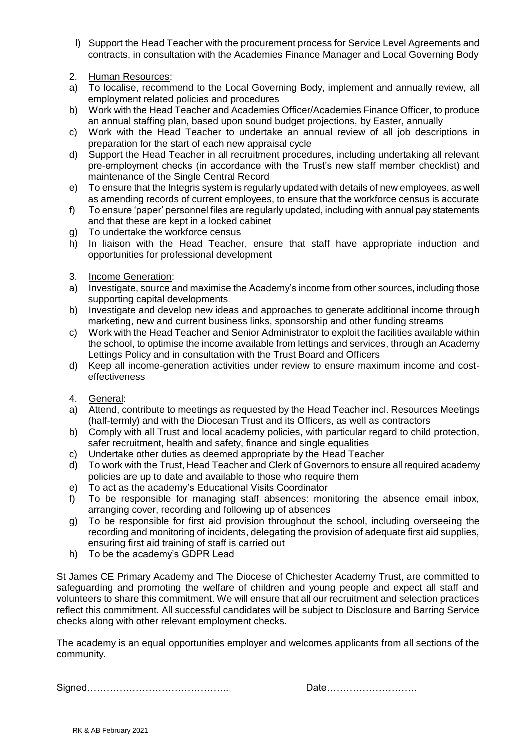l) Support the Head Teacher with the procurement process for Service Level Agreements and contracts, in consultation with the Academies Finance Manager and Local Governing Body

2. Human Resources:

a) To localise, recommend to the Local Governing Body, implement and annually review, all employment related policies and procedures
b) Work with the Head Teacher and Academies Officer/Academies Finance Officer, to produce an annual staffing plan, based upon sound budget projections, by Easter, annually
c) Work with the Head Teacher to undertake an annual review of all job descriptions in preparation for the start of each new appraisal cycle
d) Support the Head Teacher in all recruitment procedures, including undertaking all relevant pre-employment checks (in accordance with the Trust's new staff member checklist) and maintenance of the Single Central Record
e) To ensure that the Integris system is regularly updated with details of new employees, as well as amending records of current employees, to ensure that the workforce census is accurate
f) To ensure 'paper' personnel files are regularly updated, including with annual pay statements and that these are kept in a locked cabinet
g) To undertake the workforce census
h) In liaison with the Head Teacher, ensure that staff have appropriate induction and opportunities for professional development

3. Income Generation:

a) Investigate, source and maximise the Academy's income from other sources, including those supporting capital developments
b) Investigate and develop new ideas and approaches to generate additional income through marketing, new and current business links, sponsorship and other funding streams
c) Work with the Head Teacher and Senior Administrator to exploit the facilities available within the school, to optimise the income available from lettings and services, through an Academy Lettings Policy and in consultation with the Trust Board and Officers
d) Keep all income-generation activities under review to ensure maximum income and cost-effectiveness

4. General:

a) Attend, contribute to meetings as requested by the Head Teacher incl. Resources Meetings (half-termly) and with the Diocesan Trust and its Officers, as well as contractors
b) Comply with all Trust and local academy policies, with particular regard to child protection, safer recruitment, health and safety, finance and single equalities
c) Undertake other duties as deemed appropriate by the Head Teacher
d) To work with the Trust, Head Teacher and Clerk of Governors to ensure all required academy policies are up to date and available to those who require them
e) To act as the academy's Educational Visits Coordinator
f) To be responsible for managing staff absences: monitoring the absence email inbox, arranging cover, recording and following up of absences
g) To be responsible for first aid provision throughout the school, including overseeing the recording and monitoring of incidents, delegating the provision of adequate first aid supplies, ensuring first aid training of staff is carried out
h) To be the academy's GDPR Lead

St James CE Primary Academy and The Diocese of Chichester Academy Trust, are committed to safeguarding and promoting the welfare of children and young people and expect all staff and volunteers to share this commitment. We will ensure that all our recruitment and selection practices reflect this commitment. All successful candidates will be subject to Disclosure and Barring Service checks along with other relevant employment checks.

The academy is an equal opportunities employer and welcomes applicants from all sections of the community.

Signed…………………………………….. Date……………………….

RK & AB February 2021